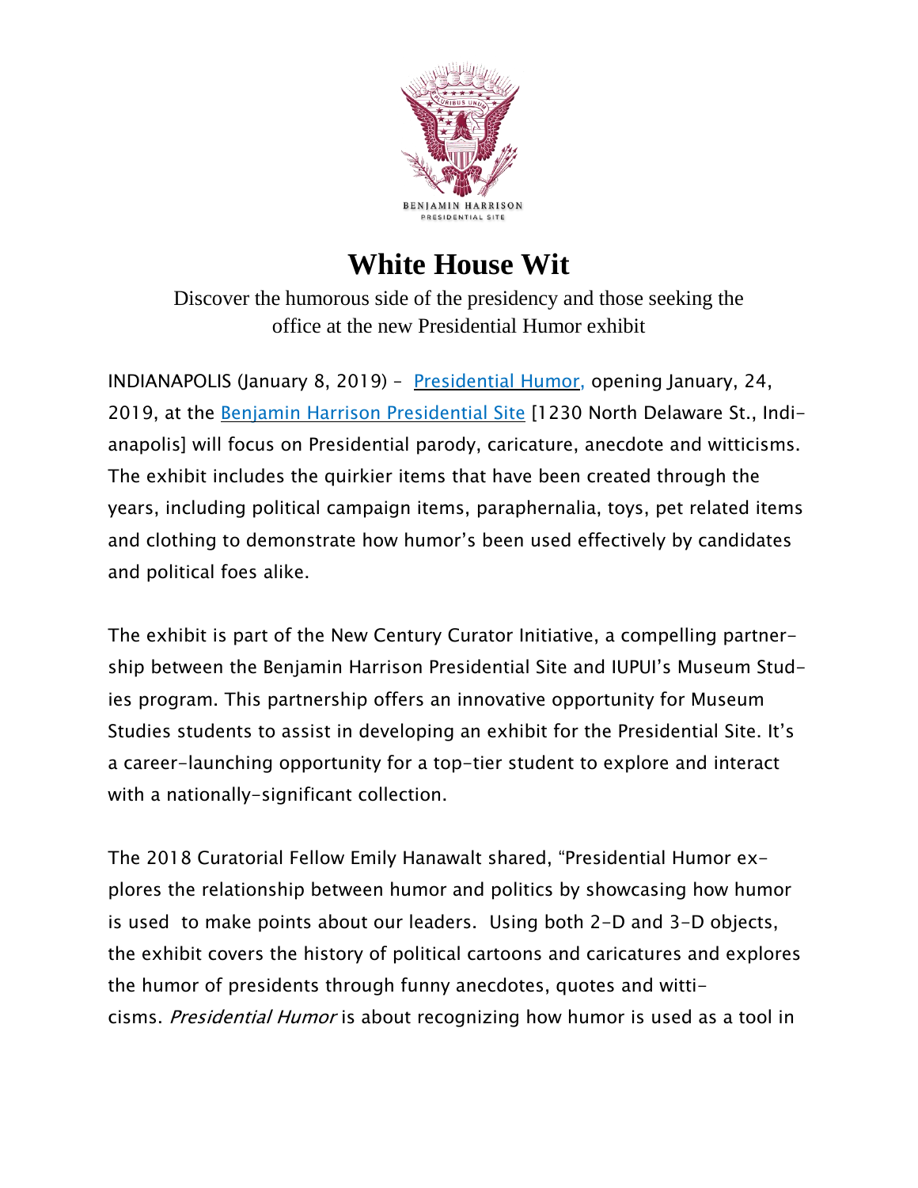BENJAMIN HARRISON
PRESIDENTIAL SITE

# White House Wit

Discover the humorous side of the presidency and those seeking the office at the new Presidential Humor exhibit

INDIANAPOLIS (January 8, 2019) – [Presidential Humor,] opening January, 24, 2019, at the [Benjamin Harrison Presidential Site] [1230 North Delaware St., Indianapolis] will focus on Presidential parody, caricature, anecdote and witticisms. The exhibit includes the quirkier items that have been created through the years, including political campaign items, paraphernalia, toys, pet related items and clothing to demonstrate how humor's been used effectively by candidates and political foes alike.

The exhibit is part of the New Century Curator Initiative, a compelling partnership between the Benjamin Harrison Presidential Site and IUPUI's Museum Studies program. This partnership offers an innovative opportunity for Museum Studies students to assist in developing an exhibit for the Presidential Site. It's a career-launching opportunity for a top-tier student to explore and interact with a nationally-significant collection.

The 2018 Curatorial Fellow Emily Hanawalt shared, "Presidential Humor explores the relationship between humor and politics by showcasing how humor is used to make points about our leaders. Using both 2-D and 3-D objects, the exhibit covers the history of political cartoons and caricatures and explores the humor of presidents through funny anecdotes, quotes and witticisms. *Presidential Humor* is about recognizing how humor is used as a tool in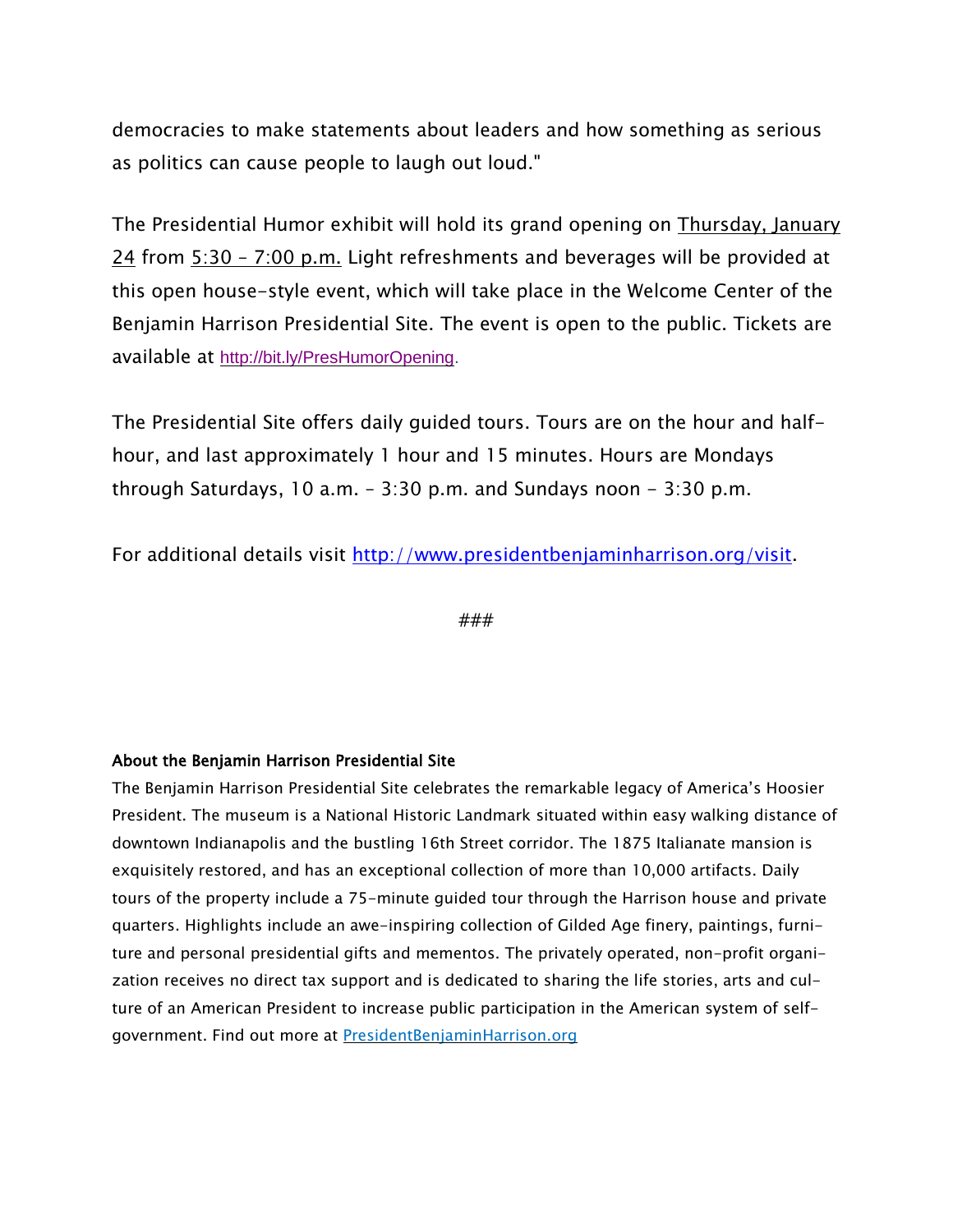democracies to make statements about leaders and how something as serious as politics can cause people to laugh out loud."

The Presidential Humor exhibit will hold its grand opening on Thursday, January 24 from 5:30 – 7:00 p.m. Light refreshments and beverages will be provided at this open house-style event, which will take place in the Welcome Center of the Benjamin Harrison Presidential Site. The event is open to the public. Tickets are available at http://bit.ly/PresHumorOpening.

The Presidential Site offers daily guided tours. Tours are on the hour and half-hour, and last approximately 1 hour and 15 minutes. Hours are Mondays through Saturdays, 10 a.m. – 3:30 p.m. and Sundays noon – 3:30 p.m.

For additional details visit http://www.presidentbenjaminharrison.org/visit.

###

**About the Benjamin Harrison Presidential Site**

The Benjamin Harrison Presidential Site celebrates the remarkable legacy of America's Hoosier President. The museum is a National Historic Landmark situated within easy walking distance of downtown Indianapolis and the bustling 16th Street corridor. The 1875 Italianate mansion is exquisitely restored, and has an exceptional collection of more than 10,000 artifacts. Daily tours of the property include a 75-minute guided tour through the Harrison house and private quarters. Highlights include an awe-inspiring collection of Gilded Age finery, paintings, furniture and personal presidential gifts and mementos. The privately operated, non-profit organization receives no direct tax support and is dedicated to sharing the life stories, arts and culture of an American President to increase public participation in the American system of self-government. Find out more at PresidentBenjaminHarrison.org